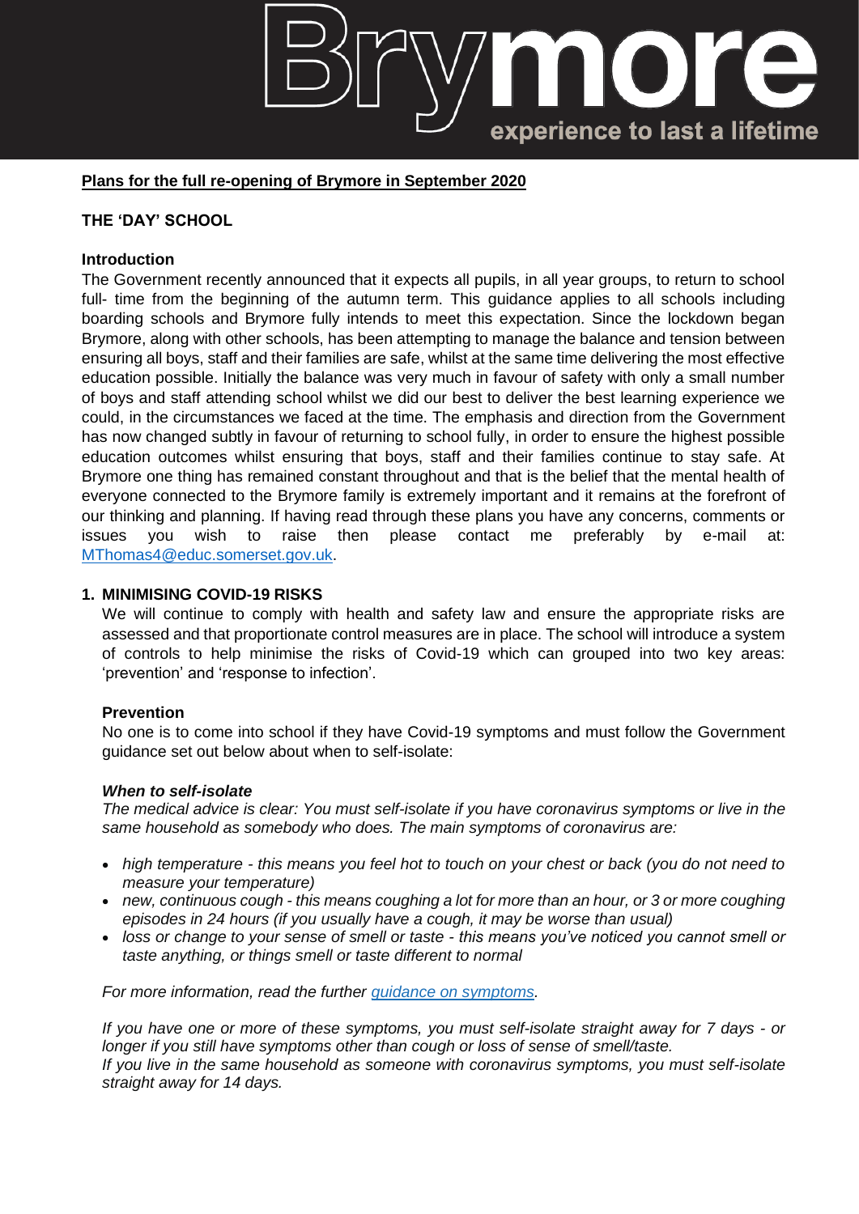**Plans for the full re-opening of Brymore in September 2020**

## THE 'DAY' SCHOOL

### Introduction

The Government recently announced that it expects all pupils, in all year groups, to return to school full- time from the beginning of the autumn term. This guidance applies to all schools including boarding schools and Brymore fully intends to meet this expectation. Since the lockdown began Brymore, along with other schools, has been attempting to manage the balance and tension between ensuring all boys, staff and their families are safe, whilst at the same time delivering the most effective education possible. Initially the balance was very much in favour of safety with only a small number of boys and staff attending school whilst we did our best to deliver the best learning experience we could, in the circumstances we faced at the time. The emphasis and direction from the Government has now changed subtly in favour of returning to school fully, in order to ensure the highest possible education outcomes whilst ensuring that boys, staff and their families continue to stay safe. At Brymore one thing has remained constant throughout and that is the belief that the mental health of everyone connected to the Brymore family is extremely important and it remains at the forefront of our thinking and planning. If having read through these plans you have any concerns, comments or issues you wish to raise then please contact me preferably by e-mail at: MThomas4@educ.somerset.gov.uk.

### 1. MINIMISING COVID-19 RISKS

We will continue to comply with health and safety law and ensure the appropriate risks are assessed and that proportionate control measures are in place. The school will introduce a system of controls to help minimise the risks of Covid-19 which can grouped into two key areas: 'prevention' and 'response to infection'.

**Prevention**

No one is to come into school if they have Covid-19 symptoms and must follow the Government guidance set out below about when to self-isolate:

***When to self-isolate***

*The medical advice is clear: You must self-isolate if you have coronavirus symptoms or live in the same household as somebody who does. The main symptoms of coronavirus are:*

- *high temperature - this means you feel hot to touch on your chest or back (you do not need to measure your temperature)*
- *new, continuous cough - this means coughing a lot for more than an hour, or 3 or more coughing episodes in 24 hours (if you usually have a cough, it may be worse than usual)*
- *loss or change to your sense of smell or taste - this means you've noticed you cannot smell or taste anything, or things smell or taste different to normal*

*For more information, read the further guidance on symptoms.*

*If you have one or more of these symptoms, you must self-isolate straight away for 7 days - or longer if you still have symptoms other than cough or loss of sense of smell/taste.*
*If you live in the same household as someone with coronavirus symptoms, you must self-isolate straight away for 14 days.*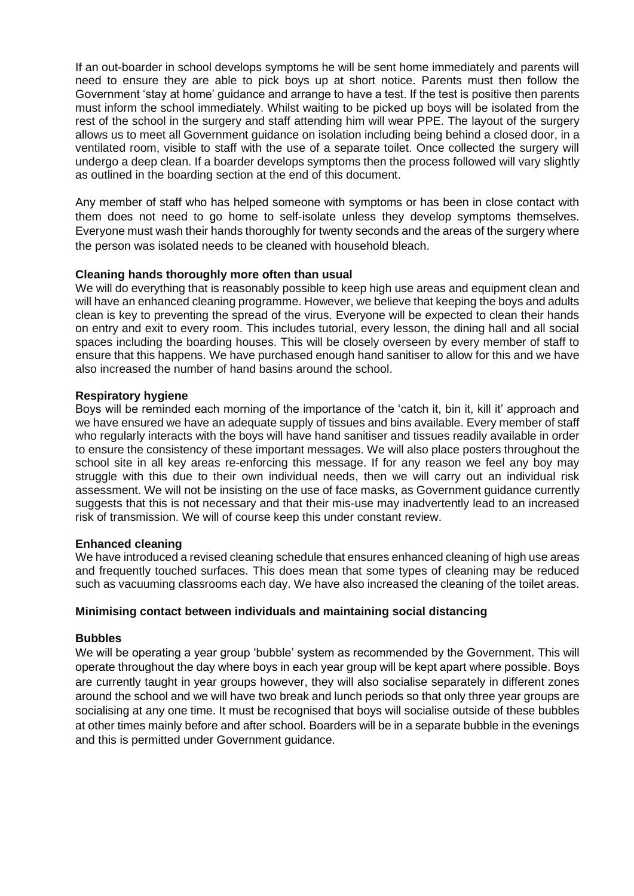If an out-boarder in school develops symptoms he will be sent home immediately and parents will need to ensure they are able to pick boys up at short notice. Parents must then follow the Government 'stay at home' guidance and arrange to have a test. If the test is positive then parents must inform the school immediately. Whilst waiting to be picked up boys will be isolated from the rest of the school in the surgery and staff attending him will wear PPE. The layout of the surgery allows us to meet all Government guidance on isolation including being behind a closed door, in a ventilated room, visible to staff with the use of a separate toilet. Once collected the surgery will undergo a deep clean. If a boarder develops symptoms then the process followed will vary slightly as outlined in the boarding section at the end of this document.

Any member of staff who has helped someone with symptoms or has been in close contact with them does not need to go home to self-isolate unless they develop symptoms themselves. Everyone must wash their hands thoroughly for twenty seconds and the areas of the surgery where the person was isolated needs to be cleaned with household bleach.

**Cleaning hands thoroughly more often than usual**

We will do everything that is reasonably possible to keep high use areas and equipment clean and will have an enhanced cleaning programme. However, we believe that keeping the boys and adults clean is key to preventing the spread of the virus. Everyone will be expected to clean their hands on entry and exit to every room. This includes tutorial, every lesson, the dining hall and all social spaces including the boarding houses. This will be closely overseen by every member of staff to ensure that this happens. We have purchased enough hand sanitiser to allow for this and we have also increased the number of hand basins around the school.

**Respiratory hygiene**

Boys will be reminded each morning of the importance of the 'catch it, bin it, kill it' approach and we have ensured we have an adequate supply of tissues and bins available. Every member of staff who regularly interacts with the boys will have hand sanitiser and tissues readily available in order to ensure the consistency of these important messages. We will also place posters throughout the school site in all key areas re-enforcing this message. If for any reason we feel any boy may struggle with this due to their own individual needs, then we will carry out an individual risk assessment. We will not be insisting on the use of face masks, as Government guidance currently suggests that this is not necessary and that their mis-use may inadvertently lead to an increased risk of transmission. We will of course keep this under constant review.

**Enhanced cleaning**

We have introduced a revised cleaning schedule that ensures enhanced cleaning of high use areas and frequently touched surfaces. This does mean that some types of cleaning may be reduced such as vacuuming classrooms each day. We have also increased the cleaning of the toilet areas.

**Minimising contact between individuals and maintaining social distancing**

**Bubbles**

We will be operating a year group 'bubble' system as recommended by the Government. This will operate throughout the day where boys in each year group will be kept apart where possible. Boys are currently taught in year groups however, they will also socialise separately in different zones around the school and we will have two break and lunch periods so that only three year groups are socialising at any one time. It must be recognised that boys will socialise outside of these bubbles at other times mainly before and after school. Boarders will be in a separate bubble in the evenings and this is permitted under Government guidance.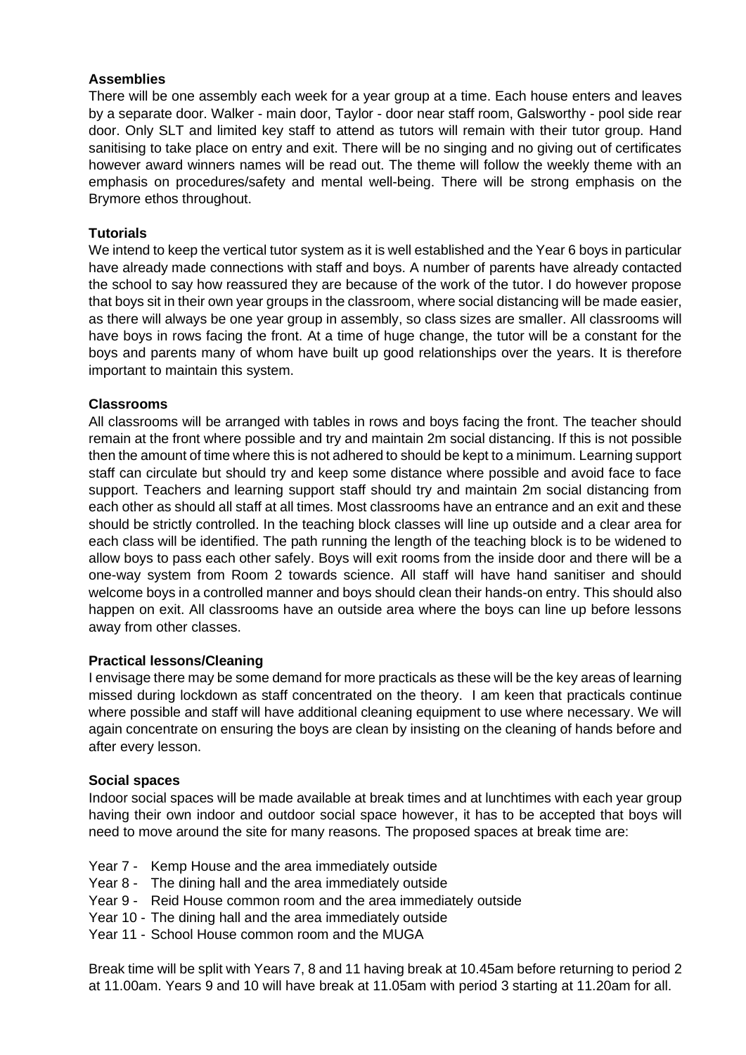**Assemblies**

There will be one assembly each week for a year group at a time. Each house enters and leaves by a separate door. Walker - main door, Taylor - door near staff room, Galsworthy - pool side rear door. Only SLT and limited key staff to attend as tutors will remain with their tutor group. Hand sanitising to take place on entry and exit. There will be no singing and no giving out of certificates however award winners names will be read out. The theme will follow the weekly theme with an emphasis on procedures/safety and mental well-being. There will be strong emphasis on the Brymore ethos throughout.

**Tutorials**

We intend to keep the vertical tutor system as it is well established and the Year 6 boys in particular have already made connections with staff and boys. A number of parents have already contacted the school to say how reassured they are because of the work of the tutor. I do however propose that boys sit in their own year groups in the classroom, where social distancing will be made easier, as there will always be one year group in assembly, so class sizes are smaller. All classrooms will have boys in rows facing the front. At a time of huge change, the tutor will be a constant for the boys and parents many of whom have built up good relationships over the years. It is therefore important to maintain this system.

**Classrooms**

All classrooms will be arranged with tables in rows and boys facing the front. The teacher should remain at the front where possible and try and maintain 2m social distancing. If this is not possible then the amount of time where this is not adhered to should be kept to a minimum. Learning support staff can circulate but should try and keep some distance where possible and avoid face to face support. Teachers and learning support staff should try and maintain 2m social distancing from each other as should all staff at all times. Most classrooms have an entrance and an exit and these should be strictly controlled. In the teaching block classes will line up outside and a clear area for each class will be identified. The path running the length of the teaching block is to be widened to allow boys to pass each other safely. Boys will exit rooms from the inside door and there will be a one-way system from Room 2 towards science. All staff will have hand sanitiser and should welcome boys in a controlled manner and boys should clean their hands-on entry. This should also happen on exit. All classrooms have an outside area where the boys can line up before lessons away from other classes.

**Practical lessons/Cleaning**

I envisage there may be some demand for more practicals as these will be the key areas of learning missed during lockdown as staff concentrated on the theory. I am keen that practicals continue where possible and staff will have additional cleaning equipment to use where necessary. We will again concentrate on ensuring the boys are clean by insisting on the cleaning of hands before and after every lesson.

**Social spaces**

Indoor social spaces will be made available at break times and at lunchtimes with each year group having their own indoor and outdoor social space however, it has to be accepted that boys will need to move around the site for many reasons. The proposed spaces at break time are:

- Year 7 - Kemp House and the area immediately outside
- Year 8 - The dining hall and the area immediately outside
- Year 9 - Reid House common room and the area immediately outside
- Year 10 - The dining hall and the area immediately outside
- Year 11 - School House common room and the MUGA

Break time will be split with Years 7, 8 and 11 having break at 10.45am before returning to period 2 at 11.00am. Years 9 and 10 will have break at 11.05am with period 3 starting at 11.20am for all.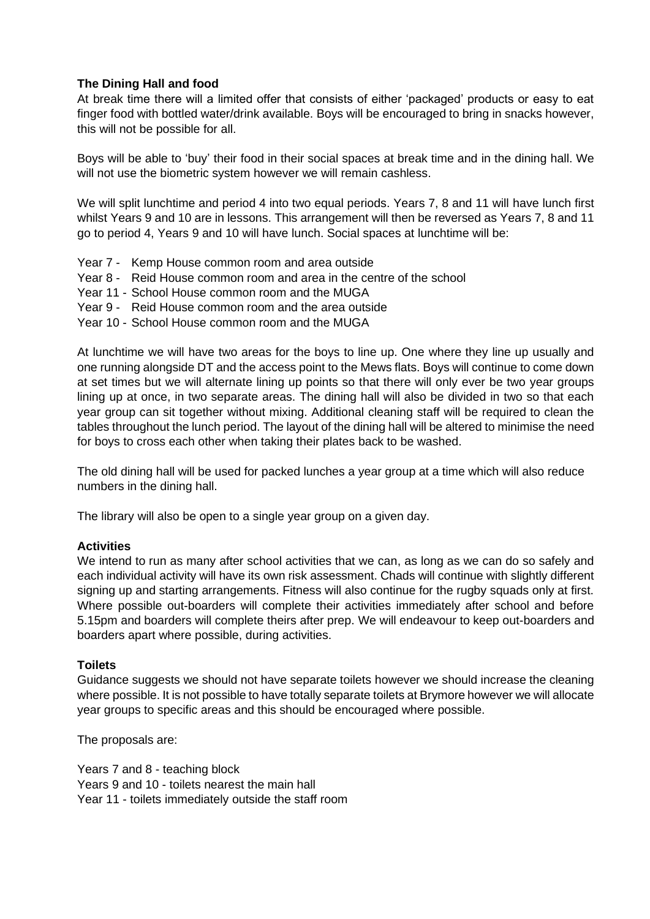**The Dining Hall and food**

At break time there will a limited offer that consists of either 'packaged' products or easy to eat finger food with bottled water/drink available. Boys will be encouraged to bring in snacks however, this will not be possible for all.

Boys will be able to 'buy' their food in their social spaces at break time and in the dining hall. We will not use the biometric system however we will remain cashless.

We will split lunchtime and period 4 into two equal periods. Years 7, 8 and 11 will have lunch first whilst Years 9 and 10 are in lessons. This arrangement will then be reversed as Years 7, 8 and 11 go to period 4, Years 9 and 10 will have lunch. Social spaces at lunchtime will be:

Year 7 - Kemp House common room and area outside
Year 8 - Reid House common room and area in the centre of the school
Year 11 - School House common room and the MUGA
Year 9 - Reid House common room and the area outside
Year 10 - School House common room and the MUGA

At lunchtime we will have two areas for the boys to line up. One where they line up usually and one running alongside DT and the access point to the Mews flats. Boys will continue to come down at set times but we will alternate lining up points so that there will only ever be two year groups lining up at once, in two separate areas. The dining hall will also be divided in two so that each year group can sit together without mixing. Additional cleaning staff will be required to clean the tables throughout the lunch period. The layout of the dining hall will be altered to minimise the need for boys to cross each other when taking their plates back to be washed.

The old dining hall will be used for packed lunches a year group at a time which will also reduce numbers in the dining hall.

The library will also be open to a single year group on a given day.

**Activities**

We intend to run as many after school activities that we can, as long as we can do so safely and each individual activity will have its own risk assessment. Chads will continue with slightly different signing up and starting arrangements. Fitness will also continue for the rugby squads only at first. Where possible out-boarders will complete their activities immediately after school and before 5.15pm and boarders will complete theirs after prep. We will endeavour to keep out-boarders and boarders apart where possible, during activities.

**Toilets**

Guidance suggests we should not have separate toilets however we should increase the cleaning where possible. It is not possible to have totally separate toilets at Brymore however we will allocate year groups to specific areas and this should be encouraged where possible.

The proposals are:

Years 7 and 8 - teaching block
Years 9 and 10 - toilets nearest the main hall
Year 11 - toilets immediately outside the staff room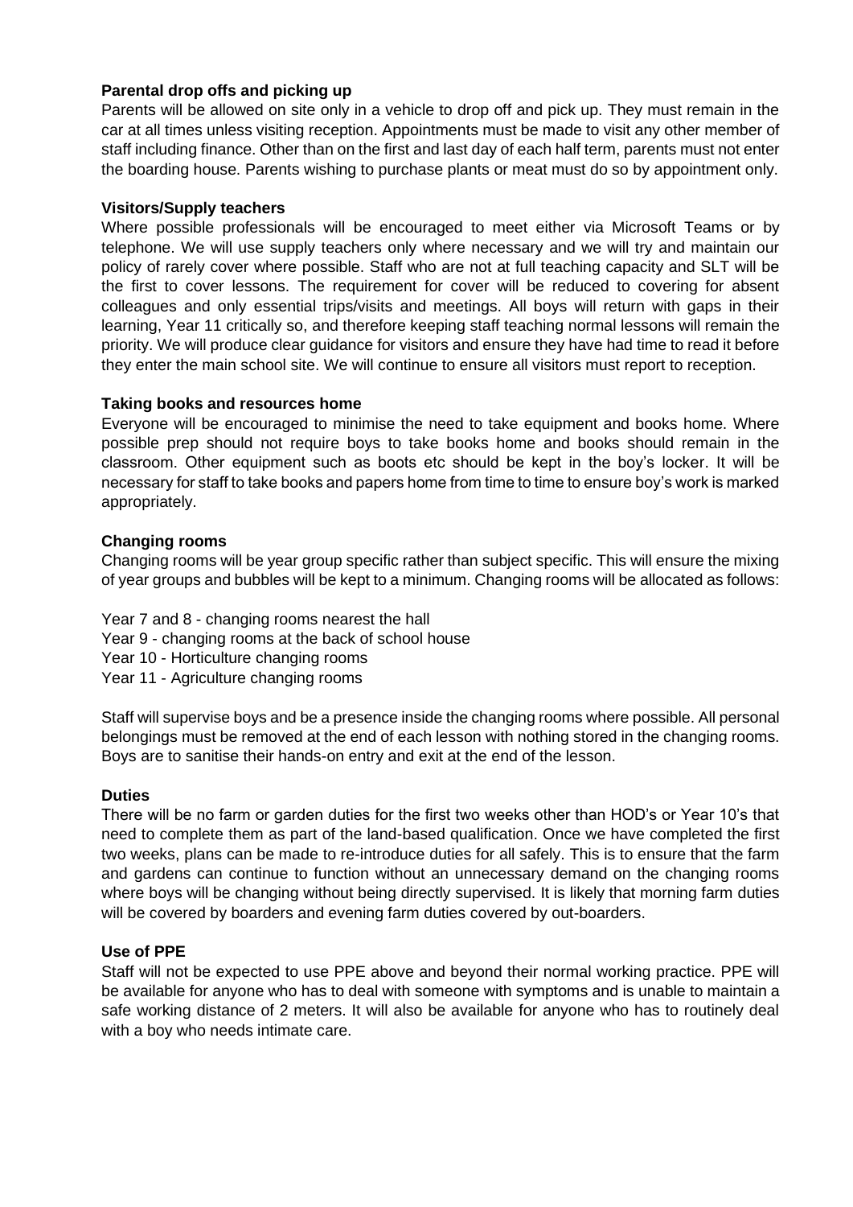**Parental drop offs and picking up**

Parents will be allowed on site only in a vehicle to drop off and pick up. They must remain in the car at all times unless visiting reception. Appointments must be made to visit any other member of staff including finance. Other than on the first and last day of each half term, parents must not enter the boarding house. Parents wishing to purchase plants or meat must do so by appointment only.

**Visitors/Supply teachers**

Where possible professionals will be encouraged to meet either via Microsoft Teams or by telephone. We will use supply teachers only where necessary and we will try and maintain our policy of rarely cover where possible. Staff who are not at full teaching capacity and SLT will be the first to cover lessons. The requirement for cover will be reduced to covering for absent colleagues and only essential trips/visits and meetings. All boys will return with gaps in their learning, Year 11 critically so, and therefore keeping staff teaching normal lessons will remain the priority. We will produce clear guidance for visitors and ensure they have had time to read it before they enter the main school site. We will continue to ensure all visitors must report to reception.

**Taking books and resources home**

Everyone will be encouraged to minimise the need to take equipment and books home. Where possible prep should not require boys to take books home and books should remain in the classroom. Other equipment such as boots etc should be kept in the boy's locker. It will be necessary for staff to take books and papers home from time to time to ensure boy's work is marked appropriately.

**Changing rooms**

Changing rooms will be year group specific rather than subject specific. This will ensure the mixing of year groups and bubbles will be kept to a minimum. Changing rooms will be allocated as follows:

Year 7 and 8 - changing rooms nearest the hall
Year 9 - changing rooms at the back of school house
Year 10 - Horticulture changing rooms
Year 11 - Agriculture changing rooms

Staff will supervise boys and be a presence inside the changing rooms where possible. All personal belongings must be removed at the end of each lesson with nothing stored in the changing rooms. Boys are to sanitise their hands-on entry and exit at the end of the lesson.

**Duties**

There will be no farm or garden duties for the first two weeks other than HOD's or Year 10's that need to complete them as part of the land-based qualification. Once we have completed the first two weeks, plans can be made to re-introduce duties for all safely. This is to ensure that the farm and gardens can continue to function without an unnecessary demand on the changing rooms where boys will be changing without being directly supervised. It is likely that morning farm duties will be covered by boarders and evening farm duties covered by out-boarders.

**Use of PPE**

Staff will not be expected to use PPE above and beyond their normal working practice. PPE will be available for anyone who has to deal with someone with symptoms and is unable to maintain a safe working distance of 2 meters. It will also be available for anyone who has to routinely deal with a boy who needs intimate care.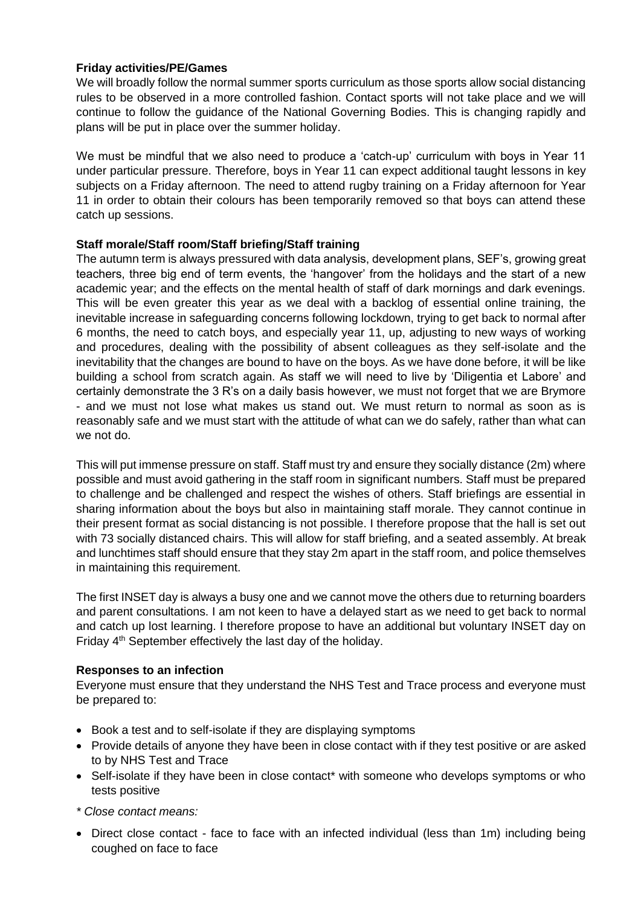**Friday activities/PE/Games**

We will broadly follow the normal summer sports curriculum as those sports allow social distancing rules to be observed in a more controlled fashion. Contact sports will not take place and we will continue to follow the guidance of the National Governing Bodies. This is changing rapidly and plans will be put in place over the summer holiday.

We must be mindful that we also need to produce a 'catch-up' curriculum with boys in Year 11 under particular pressure. Therefore, boys in Year 11 can expect additional taught lessons in key subjects on a Friday afternoon. The need to attend rugby training on a Friday afternoon for Year 11 in order to obtain their colours has been temporarily removed so that boys can attend these catch up sessions.

**Staff morale/Staff room/Staff briefing/Staff training**

The autumn term is always pressured with data analysis, development plans, SEF's, growing great teachers, three big end of term events, the 'hangover' from the holidays and the start of a new academic year; and the effects on the mental health of staff of dark mornings and dark evenings. This will be even greater this year as we deal with a backlog of essential online training, the inevitable increase in safeguarding concerns following lockdown, trying to get back to normal after 6 months, the need to catch boys, and especially year 11, up, adjusting to new ways of working and procedures, dealing with the possibility of absent colleagues as they self-isolate and the inevitability that the changes are bound to have on the boys. As we have done before, it will be like building a school from scratch again. As staff we will need to live by 'Diligentia et Labore' and certainly demonstrate the 3 R's on a daily basis however, we must not forget that we are Brymore - and we must not lose what makes us stand out. We must return to normal as soon as is reasonably safe and we must start with the attitude of what can we do safely, rather than what can we not do.

This will put immense pressure on staff. Staff must try and ensure they socially distance (2m) where possible and must avoid gathering in the staff room in significant numbers. Staff must be prepared to challenge and be challenged and respect the wishes of others. Staff briefings are essential in sharing information about the boys but also in maintaining staff morale. They cannot continue in their present format as social distancing is not possible. I therefore propose that the hall is set out with 73 socially distanced chairs. This will allow for staff briefing, and a seated assembly. At break and lunchtimes staff should ensure that they stay 2m apart in the staff room, and police themselves in maintaining this requirement.

The first INSET day is always a busy one and we cannot move the others due to returning boarders and parent consultations. I am not keen to have a delayed start as we need to get back to normal and catch up lost learning. I therefore propose to have an additional but voluntary INSET day on Friday 4th September effectively the last day of the holiday.

**Responses to an infection**

Everyone must ensure that they understand the NHS Test and Trace process and everyone must be prepared to:

- Book a test and to self-isolate if they are displaying symptoms
- Provide details of anyone they have been in close contact with if they test positive or are asked to by NHS Test and Trace
- Self-isolate if they have been in close contact* with someone who develops symptoms or who tests positive

*\* Close contact means:*

- Direct close contact - face to face with an infected individual (less than 1m) including being coughed on face to face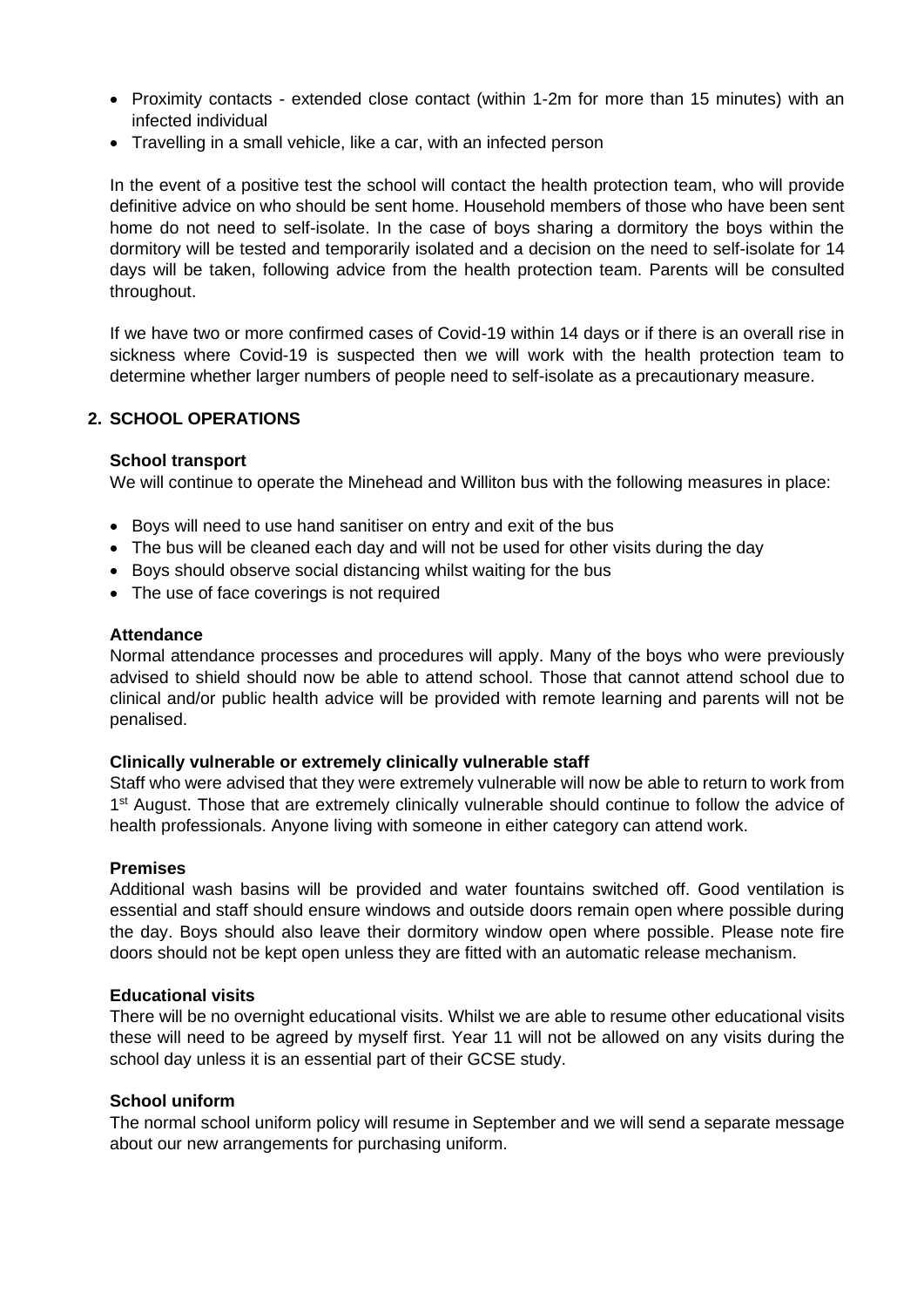- Proximity contacts - extended close contact (within 1-2m for more than 15 minutes) with an infected individual
- Travelling in a small vehicle, like a car, with an infected person

In the event of a positive test the school will contact the health protection team, who will provide definitive advice on who should be sent home. Household members of those who have been sent home do not need to self-isolate. In the case of boys sharing a dormitory the boys within the dormitory will be tested and temporarily isolated and a decision on the need to self-isolate for 14 days will be taken, following advice from the health protection team. Parents will be consulted throughout.

If we have two or more confirmed cases of Covid-19 within 14 days or if there is an overall rise in sickness where Covid-19 is suspected then we will work with the health protection team to determine whether larger numbers of people need to self-isolate as a precautionary measure.

## 2. SCHOOL OPERATIONS

### School transport

We will continue to operate the Minehead and Williton bus with the following measures in place:

- Boys will need to use hand sanitiser on entry and exit of the bus
- The bus will be cleaned each day and will not be used for other visits during the day
- Boys should observe social distancing whilst waiting for the bus
- The use of face coverings is not required

### Attendance

Normal attendance processes and procedures will apply. Many of the boys who were previously advised to shield should now be able to attend school. Those that cannot attend school due to clinical and/or public health advice will be provided with remote learning and parents will not be penalised.

### Clinically vulnerable or extremely clinically vulnerable staff

Staff who were advised that they were extremely vulnerable will now be able to return to work from 1st August. Those that are extremely clinically vulnerable should continue to follow the advice of health professionals. Anyone living with someone in either category can attend work.

### Premises

Additional wash basins will be provided and water fountains switched off. Good ventilation is essential and staff should ensure windows and outside doors remain open where possible during the day. Boys should also leave their dormitory window open where possible. Please note fire doors should not be kept open unless they are fitted with an automatic release mechanism.

### Educational visits

There will be no overnight educational visits. Whilst we are able to resume other educational visits these will need to be agreed by myself first. Year 11 will not be allowed on any visits during the school day unless it is an essential part of their GCSE study.

### School uniform

The normal school uniform policy will resume in September and we will send a separate message about our new arrangements for purchasing uniform.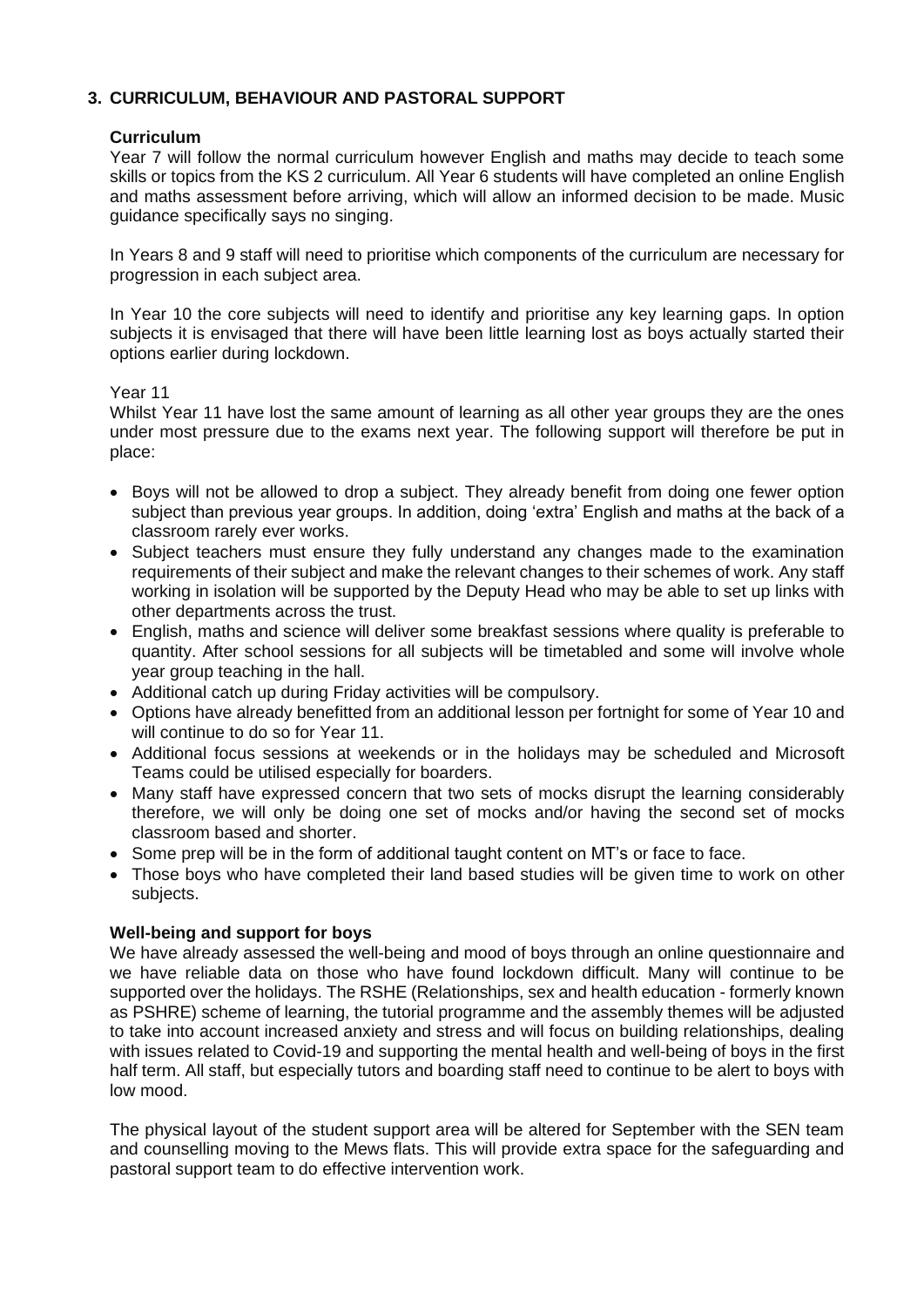## 3. CURRICULUM, BEHAVIOUR AND PASTORAL SUPPORT

### Curriculum

Year 7 will follow the normal curriculum however English and maths may decide to teach some skills or topics from the KS 2 curriculum. All Year 6 students will have completed an online English and maths assessment before arriving, which will allow an informed decision to be made. Music guidance specifically says no singing.

In Years 8 and 9 staff will need to prioritise which components of the curriculum are necessary for progression in each subject area.

In Year 10 the core subjects will need to identify and prioritise any key learning gaps. In option subjects it is envisaged that there will have been little learning lost as boys actually started their options earlier during lockdown.

Year 11

Whilst Year 11 have lost the same amount of learning as all other year groups they are the ones under most pressure due to the exams next year. The following support will therefore be put in place:

- Boys will not be allowed to drop a subject. They already benefit from doing one fewer option subject than previous year groups. In addition, doing 'extra' English and maths at the back of a classroom rarely ever works.
- Subject teachers must ensure they fully understand any changes made to the examination requirements of their subject and make the relevant changes to their schemes of work. Any staff working in isolation will be supported by the Deputy Head who may be able to set up links with other departments across the trust.
- English, maths and science will deliver some breakfast sessions where quality is preferable to quantity. After school sessions for all subjects will be timetabled and some will involve whole year group teaching in the hall.
- Additional catch up during Friday activities will be compulsory.
- Options have already benefitted from an additional lesson per fortnight for some of Year 10 and will continue to do so for Year 11.
- Additional focus sessions at weekends or in the holidays may be scheduled and Microsoft Teams could be utilised especially for boarders.
- Many staff have expressed concern that two sets of mocks disrupt the learning considerably therefore, we will only be doing one set of mocks and/or having the second set of mocks classroom based and shorter.
- Some prep will be in the form of additional taught content on MT's or face to face.
- Those boys who have completed their land based studies will be given time to work on other subjects.

### Well-being and support for boys

We have already assessed the well-being and mood of boys through an online questionnaire and we have reliable data on those who have found lockdown difficult. Many will continue to be supported over the holidays. The RSHE (Relationships, sex and health education - formerly known as PSHRE) scheme of learning, the tutorial programme and the assembly themes will be adjusted to take into account increased anxiety and stress and will focus on building relationships, dealing with issues related to Covid-19 and supporting the mental health and well-being of boys in the first half term. All staff, but especially tutors and boarding staff need to continue to be alert to boys with low mood.

The physical layout of the student support area will be altered for September with the SEN team and counselling moving to the Mews flats. This will provide extra space for the safeguarding and pastoral support team to do effective intervention work.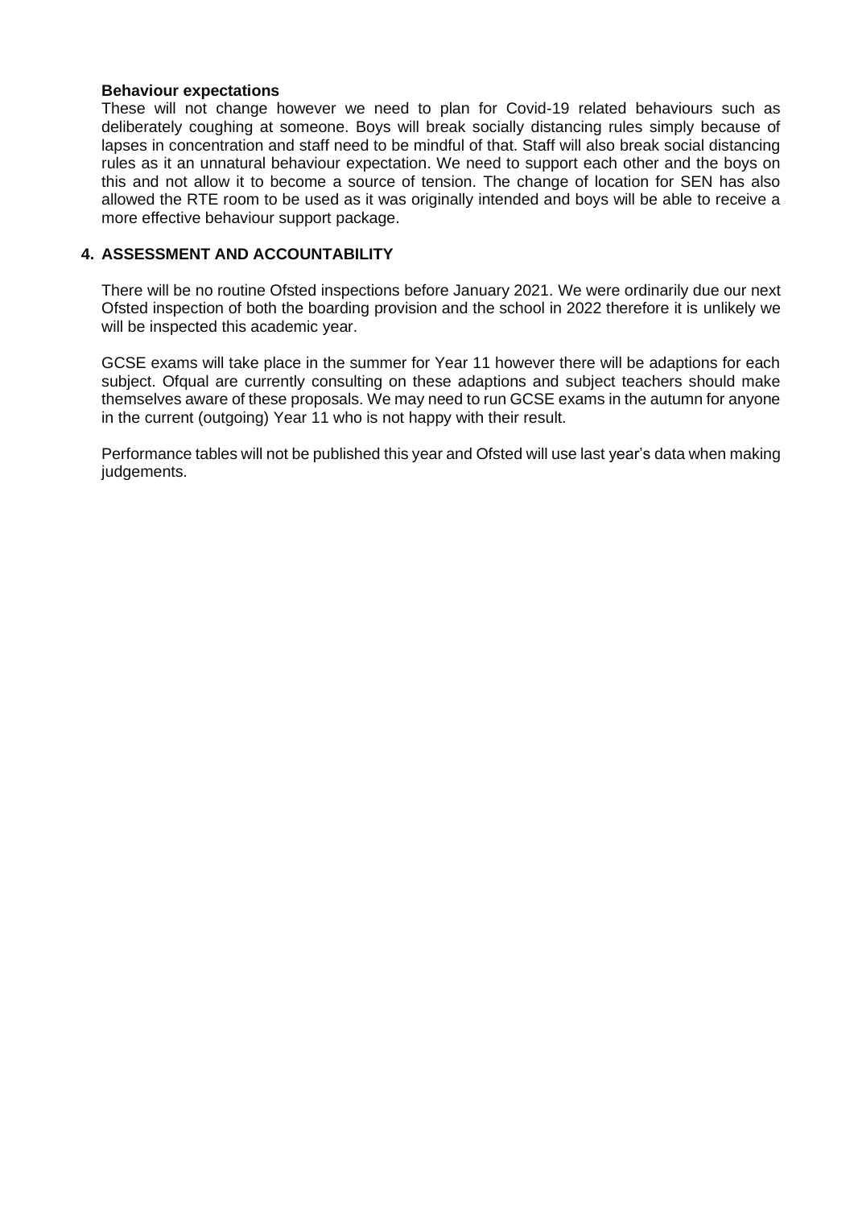**Behaviour expectations**

These will not change however we need to plan for Covid-19 related behaviours such as deliberately coughing at someone. Boys will break socially distancing rules simply because of lapses in concentration and staff need to be mindful of that. Staff will also break social distancing rules as it an unnatural behaviour expectation. We need to support each other and the boys on this and not allow it to become a source of tension. The change of location for SEN has also allowed the RTE room to be used as it was originally intended and boys will be able to receive a more effective behaviour support package.

## 4. ASSESSMENT AND ACCOUNTABILITY

There will be no routine Ofsted inspections before January 2021. We were ordinarily due our next Ofsted inspection of both the boarding provision and the school in 2022 therefore it is unlikely we will be inspected this academic year.

GCSE exams will take place in the summer for Year 11 however there will be adaptions for each subject. Ofqual are currently consulting on these adaptions and subject teachers should make themselves aware of these proposals. We may need to run GCSE exams in the autumn for anyone in the current (outgoing) Year 11 who is not happy with their result.

Performance tables will not be published this year and Ofsted will use last year's data when making judgements.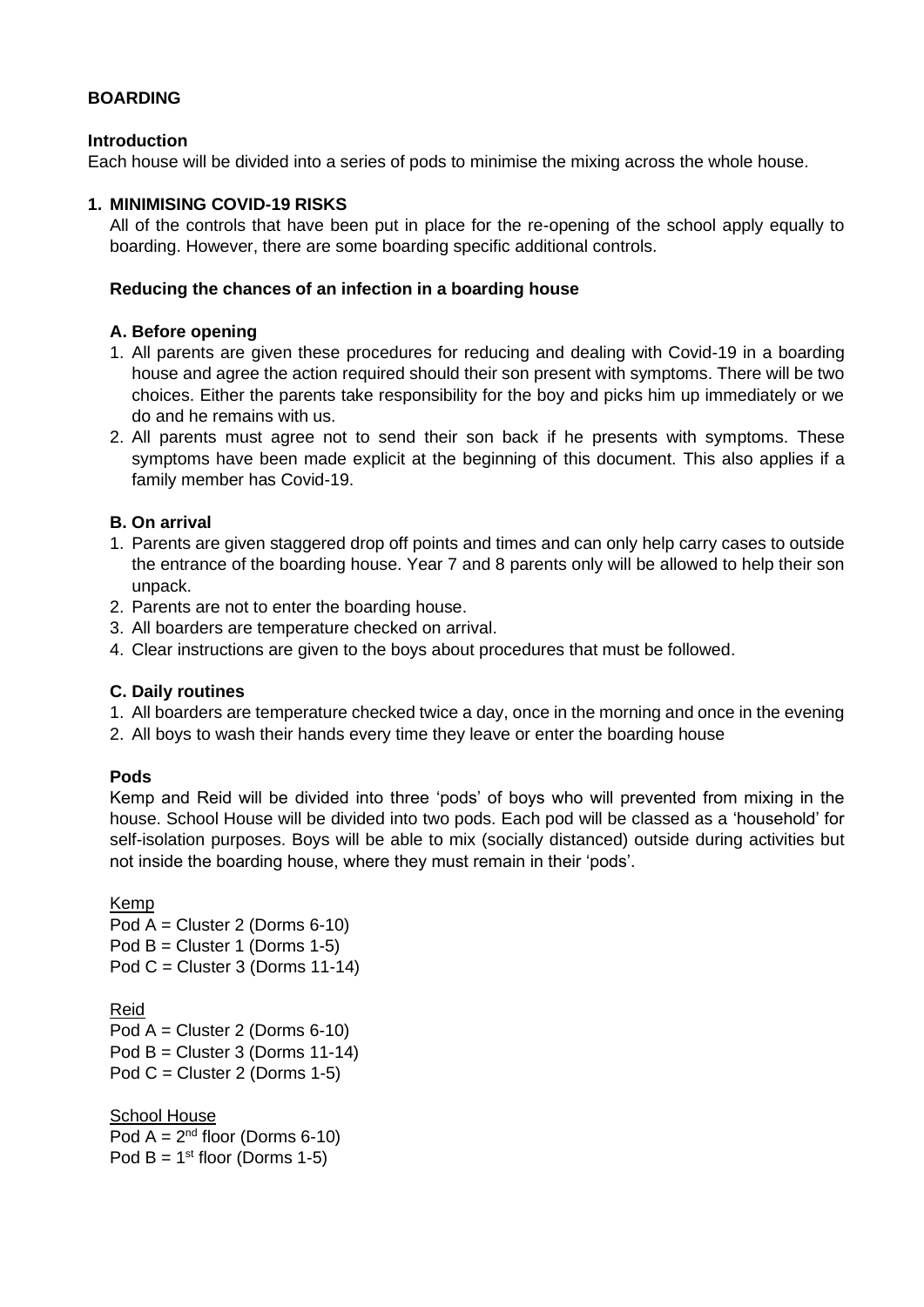## BOARDING

### Introduction

Each house will be divided into a series of pods to minimise the mixing across the whole house.

### 1. MINIMISING COVID-19 RISKS

All of the controls that have been put in place for the re-opening of the school apply equally to boarding. However, there are some boarding specific additional controls.

#### Reducing the chances of an infection in a boarding house

**A. Before opening**

1. All parents are given these procedures for reducing and dealing with Covid-19 in a boarding house and agree the action required should their son present with symptoms. There will be two choices. Either the parents take responsibility for the boy and picks him up immediately or we do and he remains with us.
2. All parents must agree not to send their son back if he presents with symptoms. These symptoms have been made explicit at the beginning of this document. This also applies if a family member has Covid-19.

**B. On arrival**

1. Parents are given staggered drop off points and times and can only help carry cases to outside the entrance of the boarding house. Year 7 and 8 parents only will be allowed to help their son unpack.
2. Parents are not to enter the boarding house.
3. All boarders are temperature checked on arrival.
4. Clear instructions are given to the boys about procedures that must be followed.

**C. Daily routines**

1. All boarders are temperature checked twice a day, once in the morning and once in the evening
2. All boys to wash their hands every time they leave or enter the boarding house

**Pods**

Kemp and Reid will be divided into three 'pods' of boys who will prevented from mixing in the house. School House will be divided into two pods. Each pod will be classed as a 'household' for self-isolation purposes. Boys will be able to mix (socially distanced) outside during activities but not inside the boarding house, where they must remain in their 'pods'.

<u>Kemp</u>
Pod A = Cluster 2 (Dorms 6-10)
Pod B = Cluster 1 (Dorms 1-5)
Pod C = Cluster 3 (Dorms 11-14)

<u>Reid</u>
Pod A = Cluster 2 (Dorms 6-10)
Pod B = Cluster 3 (Dorms 11-14)
Pod C = Cluster 2 (Dorms 1-5)

<u>School House</u>
Pod A = 2nd floor (Dorms 6-10)
Pod B = 1st floor (Dorms 1-5)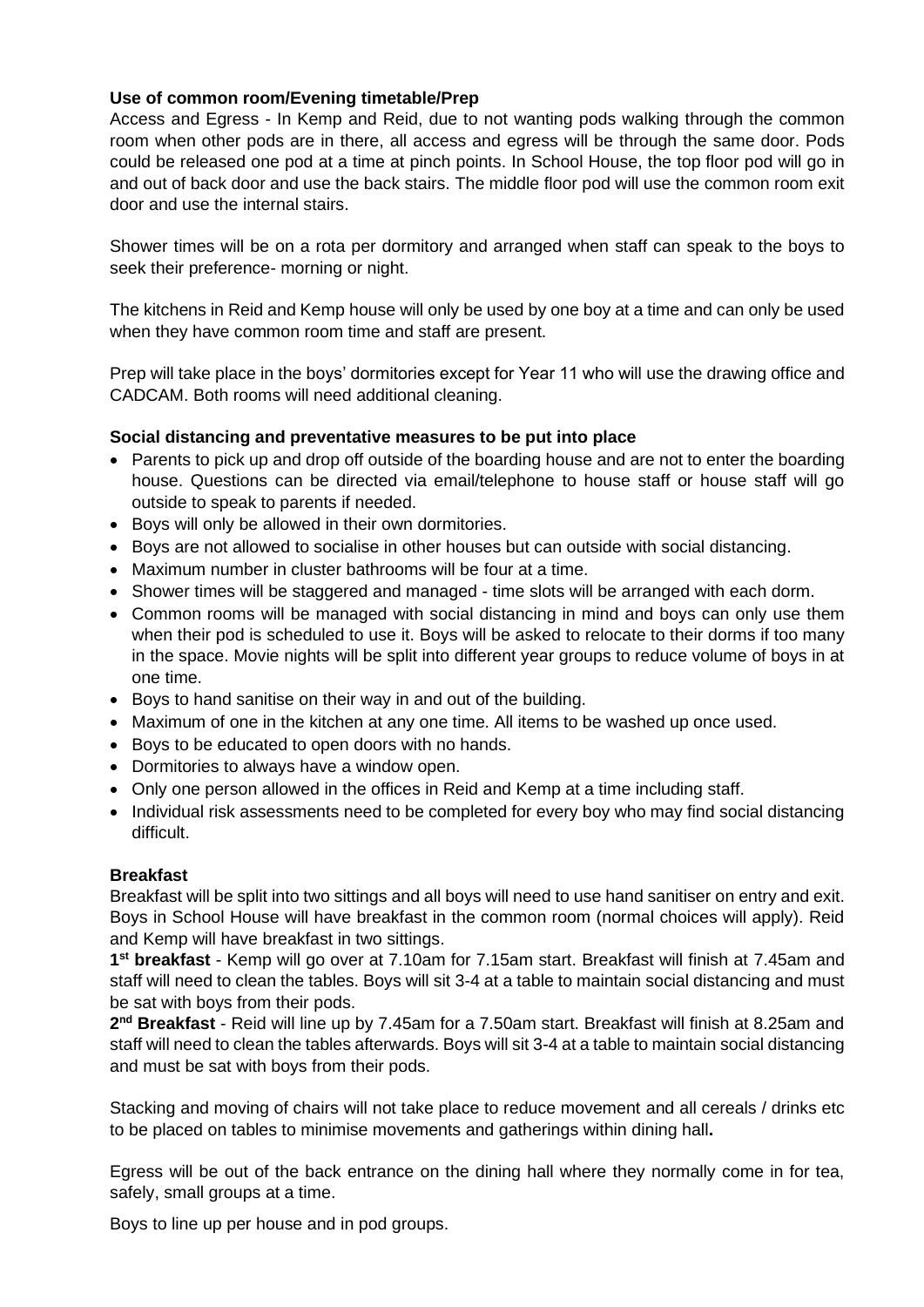**Use of common room/Evening timetable/Prep**

Access and Egress - In Kemp and Reid, due to not wanting pods walking through the common room when other pods are in there, all access and egress will be through the same door. Pods could be released one pod at a time at pinch points. In School House, the top floor pod will go in and out of back door and use the back stairs. The middle floor pod will use the common room exit door and use the internal stairs.

Shower times will be on a rota per dormitory and arranged when staff can speak to the boys to seek their preference- morning or night.

The kitchens in Reid and Kemp house will only be used by one boy at a time and can only be used when they have common room time and staff are present.

Prep will take place in the boys' dormitories except for Year 11 who will use the drawing office and CADCAM. Both rooms will need additional cleaning.

**Social distancing and preventative measures to be put into place**

- Parents to pick up and drop off outside of the boarding house and are not to enter the boarding house. Questions can be directed via email/telephone to house staff or house staff will go outside to speak to parents if needed.
- Boys will only be allowed in their own dormitories.
- Boys are not allowed to socialise in other houses but can outside with social distancing.
- Maximum number in cluster bathrooms will be four at a time.
- Shower times will be staggered and managed - time slots will be arranged with each dorm.
- Common rooms will be managed with social distancing in mind and boys can only use them when their pod is scheduled to use it. Boys will be asked to relocate to their dorms if too many in the space. Movie nights will be split into different year groups to reduce volume of boys in at one time.
- Boys to hand sanitise on their way in and out of the building.
- Maximum of one in the kitchen at any one time. All items to be washed up once used.
- Boys to be educated to open doors with no hands.
- Dormitories to always have a window open.
- Only one person allowed in the offices in Reid and Kemp at a time including staff.
- Individual risk assessments need to be completed for every boy who may find social distancing difficult.

**Breakfast**

Breakfast will be split into two sittings and all boys will need to use hand sanitiser on entry and exit. Boys in School House will have breakfast in the common room (normal choices will apply). Reid and Kemp will have breakfast in two sittings.

**1st breakfast** - Kemp will go over at 7.10am for 7.15am start. Breakfast will finish at 7.45am and staff will need to clean the tables. Boys will sit 3-4 at a table to maintain social distancing and must be sat with boys from their pods.

**2nd Breakfast** - Reid will line up by 7.45am for a 7.50am start. Breakfast will finish at 8.25am and staff will need to clean the tables afterwards. Boys will sit 3-4 at a table to maintain social distancing and must be sat with boys from their pods.

Stacking and moving of chairs will not take place to reduce movement and all cereals / drinks etc to be placed on tables to minimise movements and gatherings within dining hall**.**

Egress will be out of the back entrance on the dining hall where they normally come in for tea, safely, small groups at a time.

Boys to line up per house and in pod groups.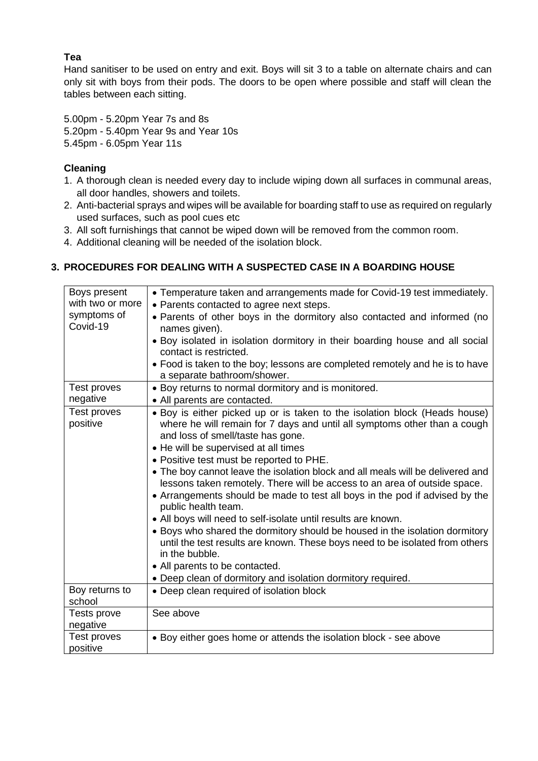**Tea**

Hand sanitiser to be used on entry and exit. Boys will sit 3 to a table on alternate chairs and can only sit with boys from their pods. The doors to be open where possible and staff will clean the tables between each sitting.

5.00pm - 5.20pm Year 7s and 8s
5.20pm - 5.40pm Year 9s and Year 10s
5.45pm - 6.05pm Year 11s

**Cleaning**

1. A thorough clean is needed every day to include wiping down all surfaces in communal areas, all door handles, showers and toilets.
2. Anti-bacterial sprays and wipes will be available for boarding staff to use as required on regularly used surfaces, such as pool cues etc
3. All soft furnishings that cannot be wiped down will be removed from the common room.
4. Additional cleaning will be needed of the isolation block.

## 3. PROCEDURES FOR DEALING WITH A SUSPECTED CASE IN A BOARDING HOUSE

| | |
|---|---|
| Boys present with two or more symptoms of Covid-19 | • Temperature taken and arrangements made for Covid-19 test immediately.<br>• Parents contacted to agree next steps.<br>• Parents of other boys in the dormitory also contacted and informed (no names given).<br>• Boy isolated in isolation dormitory in their boarding house and all social contact is restricted.<br>• Food is taken to the boy; lessons are completed remotely and he is to have a separate bathroom/shower. |
| Test proves negative | • Boy returns to normal dormitory and is monitored.<br>• All parents are contacted. |
| Test proves positive | • Boy is either picked up or is taken to the isolation block (Heads house) where he will remain for 7 days and until all symptoms other than a cough and loss of smell/taste has gone.<br>• He will be supervised at all times<br>• Positive test must be reported to PHE.<br>• The boy cannot leave the isolation block and all meals will be delivered and lessons taken remotely. There will be access to an area of outside space.<br>• Arrangements should be made to test all boys in the pod if advised by the public health team.<br>• All boys will need to self-isolate until results are known.<br>• Boys who shared the dormitory should be housed in the isolation dormitory until the test results are known. These boys need to be isolated from others in the bubble.<br>• All parents to be contacted.<br>• Deep clean of dormitory and isolation dormitory required. |
| Boy returns to school | • Deep clean required of isolation block |
| Tests prove negative | See above |
| Test proves positive | • Boy either goes home or attends the isolation block - see above |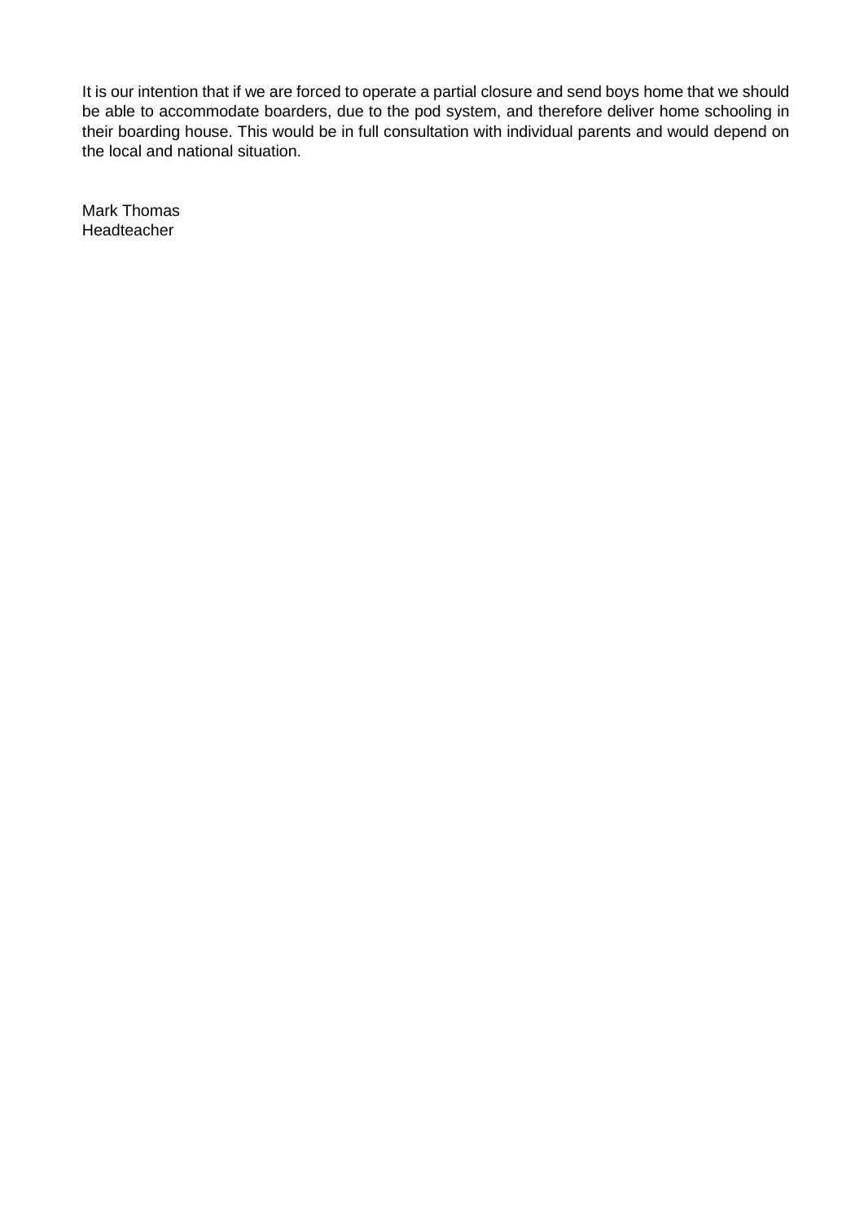It is our intention that if we are forced to operate a partial closure and send boys home that we should be able to accommodate boarders, due to the pod system, and therefore deliver home schooling in their boarding house. This would be in full consultation with individual parents and would depend on the local and national situation.

Mark Thomas
Headteacher